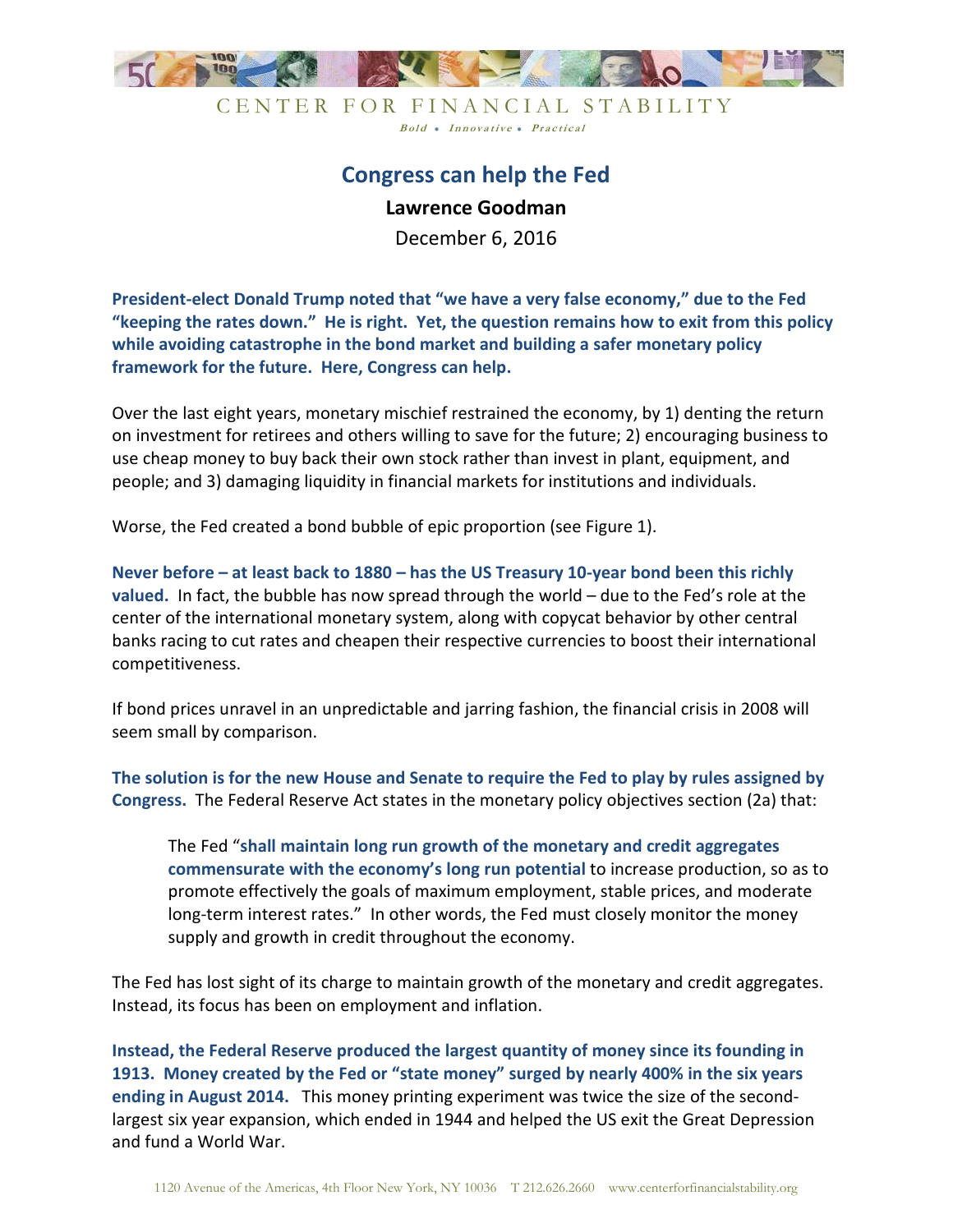CENTER FOR FINANCIAL STABILITY

*Bold • Innovative • Practical*

# Congress can help the Fed

**Lawrence Goodman**

December 6, 2016

**President-elect Donald Trump noted that "we have a very false economy," due to the Fed "keeping the rates down." He is right. Yet, the question remains how to exit from this policy while avoiding catastrophe in the bond market and building a safer monetary policy framework for the future. Here, Congress can help.**

Over the last eight years, monetary mischief restrained the economy, by 1) denting the return on investment for retirees and others willing to save for the future; 2) encouraging business to use cheap money to buy back their own stock rather than invest in plant, equipment, and people; and 3) damaging liquidity in financial markets for institutions and individuals.

Worse, the Fed created a bond bubble of epic proportion (see Figure 1).

**Never before – at least back to 1880 – has the US Treasury 10-year bond been this richly valued.** In fact, the bubble has now spread through the world – due to the Fed's role at the center of the international monetary system, along with copycat behavior by other central banks racing to cut rates and cheapen their respective currencies to boost their international competitiveness.

If bond prices unravel in an unpredictable and jarring fashion, the financial crisis in 2008 will seem small by comparison.

**The solution is for the new House and Senate to require the Fed to play by rules assigned by Congress.** The Federal Reserve Act states in the monetary policy objectives section (2a) that:

> The Fed "**shall maintain long run growth of the monetary and credit aggregates commensurate with the economy's long run potential** to increase production, so as to promote effectively the goals of maximum employment, stable prices, and moderate long-term interest rates." In other words, the Fed must closely monitor the money supply and growth in credit throughout the economy.

The Fed has lost sight of its charge to maintain growth of the monetary and credit aggregates. Instead, its focus has been on employment and inflation.

**Instead, the Federal Reserve produced the largest quantity of money since its founding in 1913. Money created by the Fed or "state money" surged by nearly 400% in the six years ending in August 2014.** This money printing experiment was twice the size of the second-largest six year expansion, which ended in 1944 and helped the US exit the Great Depression and fund a World War.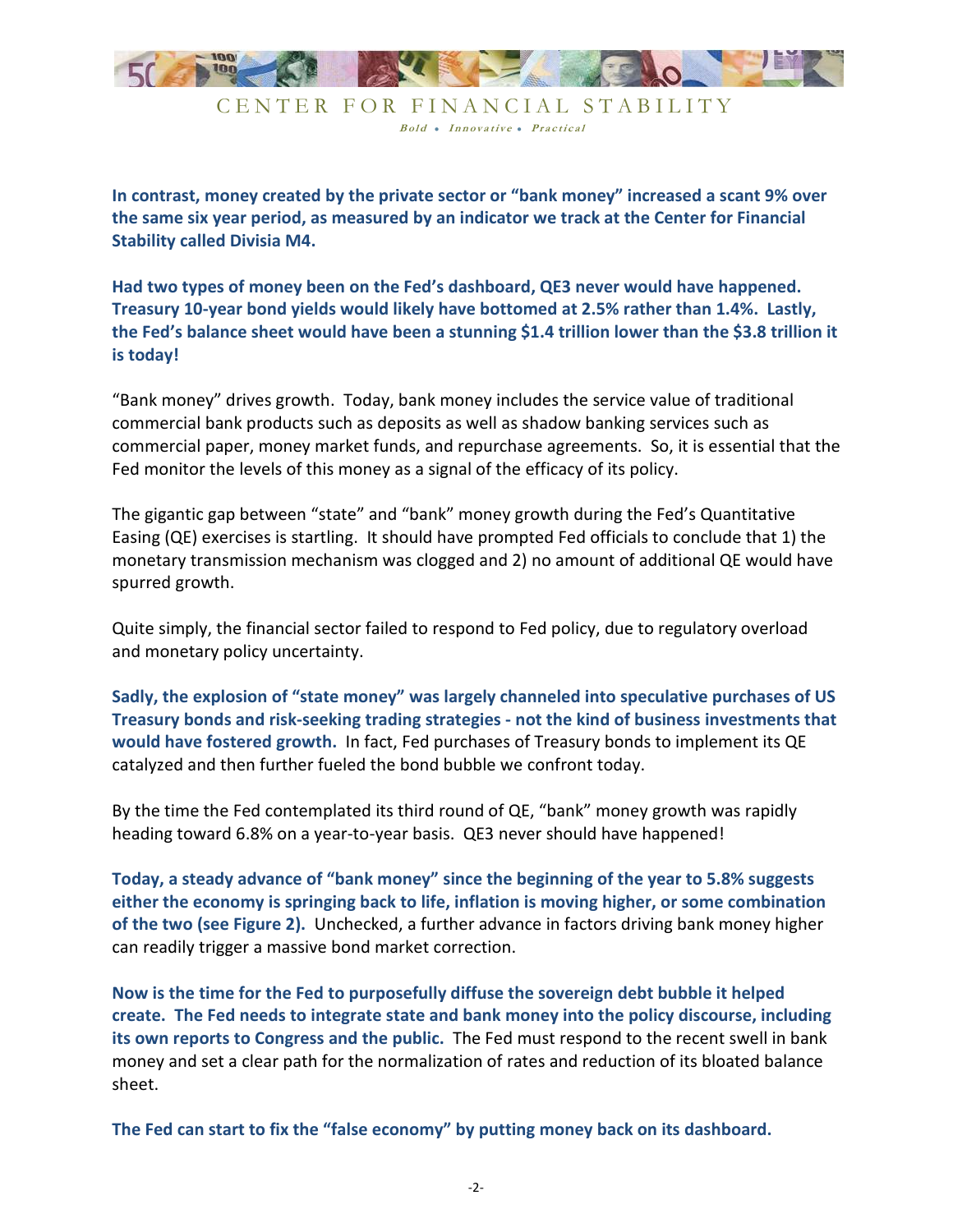**In contrast, money created by the private sector or "bank money" increased a scant 9% over the same six year period, as measured by an indicator we track at the Center for Financial Stability called Divisia M4.**

**Had two types of money been on the Fed's dashboard, QE3 never would have happened. Treasury 10-year bond yields would likely have bottomed at 2.5% rather than 1.4%. Lastly, the Fed's balance sheet would have been a stunning $1.4 trillion lower than the $3.8 trillion it is today!**

"Bank money" drives growth. Today, bank money includes the service value of traditional commercial bank products such as deposits as well as shadow banking services such as commercial paper, money market funds, and repurchase agreements. So, it is essential that the Fed monitor the levels of this money as a signal of the efficacy of its policy.

The gigantic gap between "state" and "bank" money growth during the Fed's Quantitative Easing (QE) exercises is startling. It should have prompted Fed officials to conclude that 1) the monetary transmission mechanism was clogged and 2) no amount of additional QE would have spurred growth.

Quite simply, the financial sector failed to respond to Fed policy, due to regulatory overload and monetary policy uncertainty.

**Sadly, the explosion of "state money" was largely channeled into speculative purchases of US Treasury bonds and risk-seeking trading strategies - not the kind of business investments that would have fostered growth.** In fact, Fed purchases of Treasury bonds to implement its QE catalyzed and then further fueled the bond bubble we confront today.

By the time the Fed contemplated its third round of QE, "bank" money growth was rapidly heading toward 6.8% on a year-to-year basis. QE3 never should have happened!

**Today, a steady advance of "bank money" since the beginning of the year to 5.8% suggests either the economy is springing back to life, inflation is moving higher, or some combination of the two (see Figure 2).** Unchecked, a further advance in factors driving bank money higher can readily trigger a massive bond market correction.

**Now is the time for the Fed to purposefully diffuse the sovereign debt bubble it helped create. The Fed needs to integrate state and bank money into the policy discourse, including its own reports to Congress and the public.** The Fed must respond to the recent swell in bank money and set a clear path for the normalization of rates and reduction of its bloated balance sheet.

**The Fed can start to fix the "false economy" by putting money back on its dashboard.**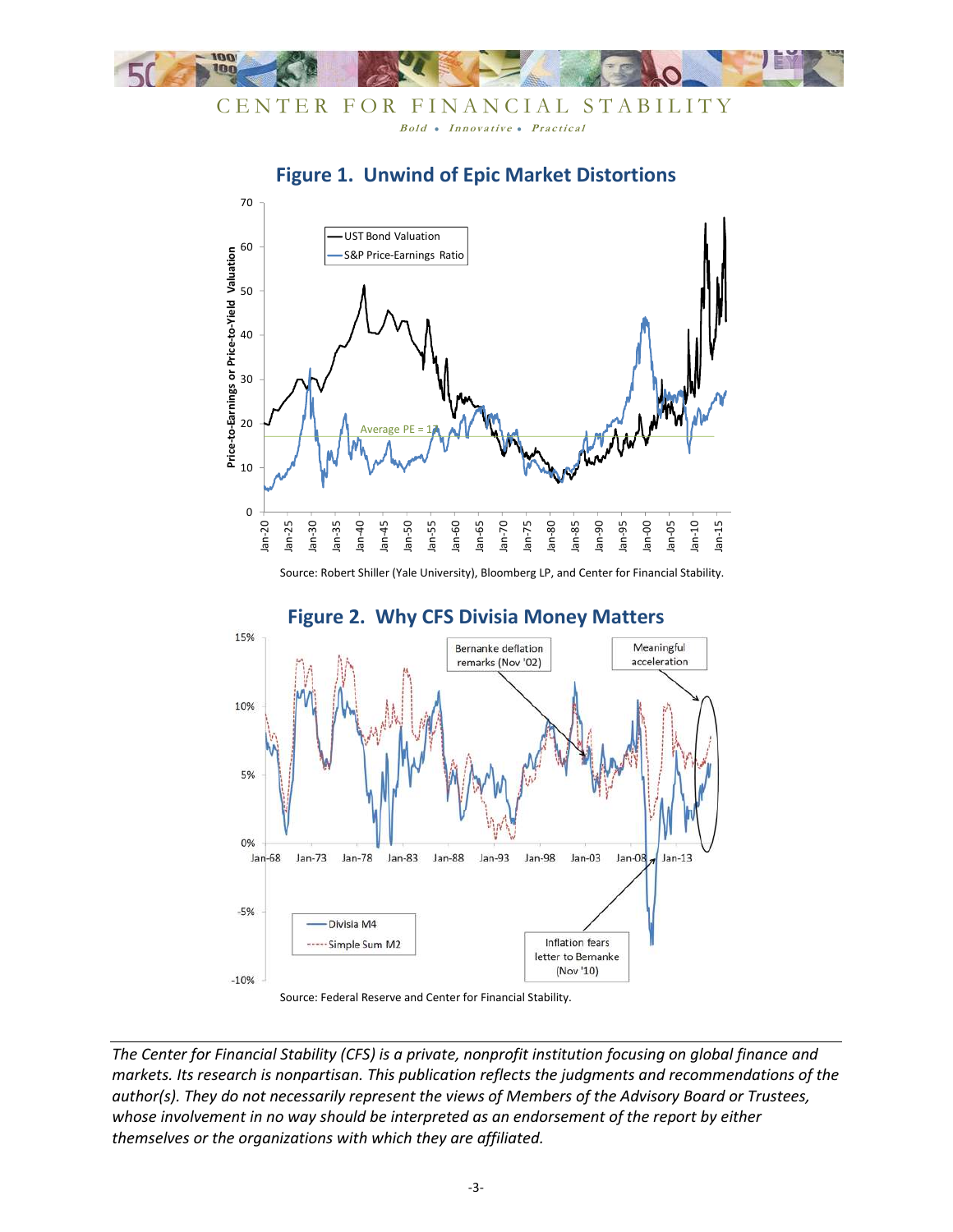## Figure 1. Unwind of Epic Market Distortions

Price-to-Earnings or Price-to-Yield Valuation

70
60
50
40
30
20
10
0

UST Bond Valuation
S&P Price-Earnings Ratio

Average PE = 17

Jan-20 Jan-25 Jan-30 Jan-35 Jan-40 Jan-45 Jan-50 Jan-55 Jan-60 Jan-65 Jan-70 Jan-75 Jan-80 Jan-85 Jan-90 Jan-95 Jan-00 Jan-05 Jan-10 Jan-15

Source: Robert Shiller (Yale University), Bloomberg LP, and Center for Financial Stability.

## Figure 2. Why CFS Divisia Money Matters

15%
10%
5%
0%
-5%
-10%

Jan-68 Jan-73 Jan-78 Jan-83 Jan-88 Jan-93 Jan-98 Jan-03 Jan-08 Jan-13

Bernanke deflation remarks (Nov '02)

Meaningful acceleration

Inflation fears letter to Bernanke (Nov '10)

Divisia M4
Simple Sum M2

Source: Federal Reserve and Center for Financial Stability.

---

*The Center for Financial Stability (CFS) is a private, nonprofit institution focusing on global finance and markets. Its research is nonpartisan. This publication reflects the judgments and recommendations of the author(s). They do not necessarily represent the views of Members of the Advisory Board or Trustees, whose involvement in no way should be interpreted as an endorsement of the report by either themselves or the organizations with which they are affiliated.*